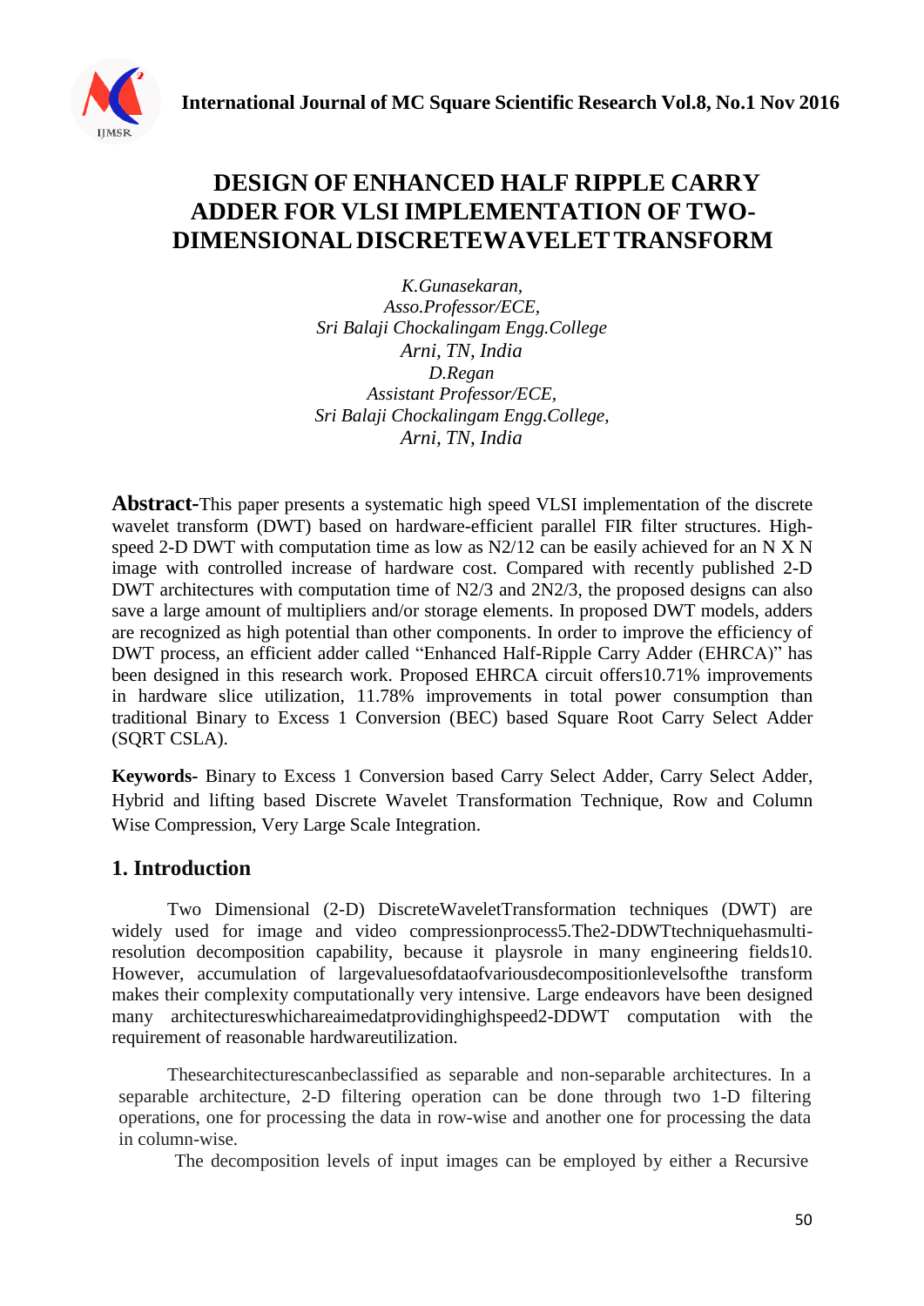# DESIGN OF ENHANCED HALF RIPPLE CARRY ADDER FOR VLSI IMPLEMENTATION OF TWO-DIMENSIONAL DISCRETEWAVELET TRANSFORM

*K.Gunasekaran,*
*Asso.Professor/ECE,*
*Sri Balaji Chockalingam Engg.College*
*Arni, TN, India*
*D.Regan*
*Assistant Professor/ECE,*
*Sri Balaji Chockalingam Engg.College,*
*Arni, TN, India*

**Abstract-**This paper presents a systematic high speed VLSI implementation of the discrete wavelet transform (DWT) based on hardware-efficient parallel FIR filter structures. High-speed 2-D DWT with computation time as low as N2/12 can be easily achieved for an N X N image with controlled increase of hardware cost. Compared with recently published 2-D DWT architectures with computation time of N2/3 and 2N2/3, the proposed designs can also save a large amount of multipliers and/or storage elements. In proposed DWT models, adders are recognized as high potential than other components. In order to improve the efficiency of DWT process, an efficient adder called "Enhanced Half-Ripple Carry Adder (EHRCA)" has been designed in this research work. Proposed EHRCA circuit offers10.71% improvements in hardware slice utilization, 11.78% improvements in total power consumption than traditional Binary to Excess 1 Conversion (BEC) based Square Root Carry Select Adder (SQRT CSLA).

**Keywords-** Binary to Excess 1 Conversion based Carry Select Adder, Carry Select Adder, Hybrid and lifting based Discrete Wavelet Transformation Technique, Row and Column Wise Compression, Very Large Scale Integration.

## 1. Introduction

Two Dimensional (2-D) DiscreteWaveletTransformation techniques (DWT) are widely used for image and video compressionprocess5.The2-DDWTtechniquehasmulti-resolution decomposition capability, because it playsrole in many engineering fields10. However, accumulation of largevaluesofdataofvariousdecompositionlevelsofthe transform makes their complexity computationally very intensive. Large endeavors have been designed many architectureswhichareaimedatprovidinghighspeed2-DDWT computation with the requirement of reasonable hardwareutilization.

Thesearchitecturescanbeclassified as separable and non-separable architectures. In a separable architecture, 2-D filtering operation can be done through two 1-D filtering operations, one for processing the data in row-wise and another one for processing the data in column-wise.

The decomposition levels of input images can be employed by either a Recursive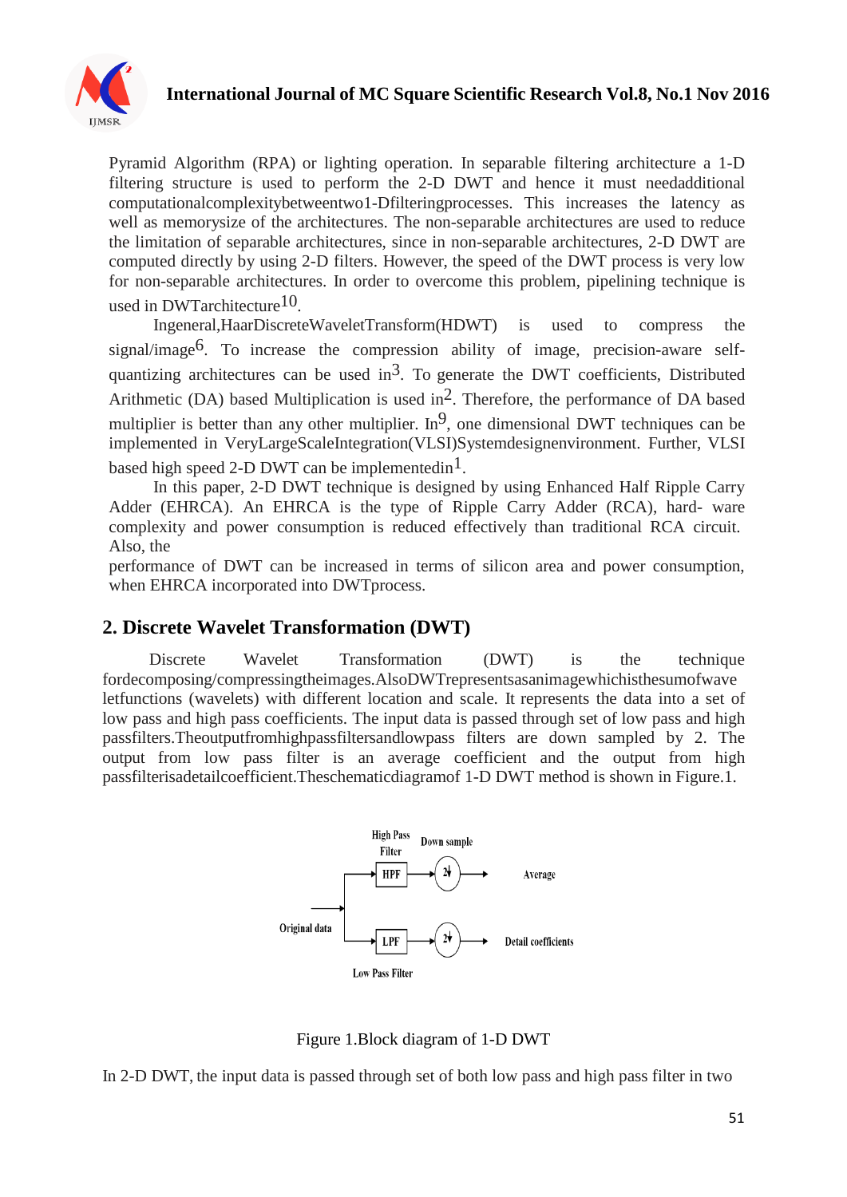Pyramid Algorithm (RPA) or lighting operation. In separable filtering architecture a 1-D filtering structure is used to perform the 2-D DWT and hence it must needadditional computationalcomplexitybetweentwo1-Dfilteringprocesses. This increases the latency as well as memorysize of the architectures. The non-separable architectures are used to reduce the limitation of separable architectures, since in non-separable architectures, 2-D DWT are computed directly by using 2-D filters. However, the speed of the DWT process is very low for non-separable architectures. In order to overcome this problem, pipelining technique is used in DWTarchitecture[10].

Ingeneral,HaarDiscreteWaveletTransform(HDWT) is used to compress the signal/image[6]. To increase the compression ability of image, precision-aware self-quantizing architectures can be used in[3]. To generate the DWT coefficients, Distributed Arithmetic (DA) based Multiplication is used in[2]. Therefore, the performance of DA based multiplier is better than any other multiplier. In[9], one dimensional DWT techniques can be implemented in VeryLargeScaleIntegration(VLSI)Systemdesignenvironment. Further, VLSI based high speed 2-D DWT can be implementedin[1].

In this paper, 2-D DWT technique is designed by using Enhanced Half Ripple Carry Adder (EHRCA). An EHRCA is the type of Ripple Carry Adder (RCA), hard- ware complexity and power consumption is reduced effectively than traditional RCA circuit. Also, the performance of DWT can be increased in terms of silicon area and power consumption, when EHRCA incorporated into DWTprocess.

## 2. Discrete Wavelet Transformation (DWT)

Discrete Wavelet Transformation (DWT) is the technique fordecomposing/compressingtheimages.AlsoDWTrepresentsasanimagewhichisthesumofwave letfunctions (wavelets) with different location and scale. It represents the data into a set of low pass and high pass coefficients. The input data is passed through set of low pass and high passfilters.Theoutputfromhighpassfiltersandlowpass filters are down sampled by 2. The output from low pass filter is an average coefficient and the output from high passfilterisadetailcoefficient.Theschematicdiagramof 1-D DWT method is shown in Figure.1.

Figure 1.Block diagram of 1-D DWT

In 2-D DWT, the input data is passed through set of both low pass and high pass filter in two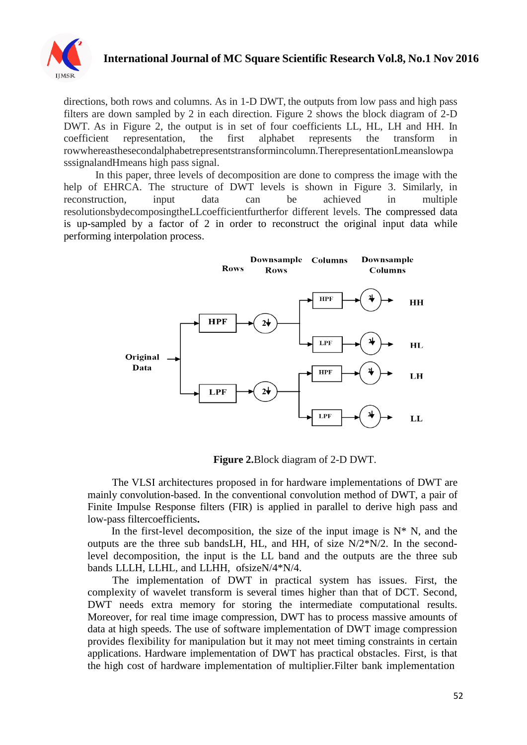directions, both rows and columns. As in 1-D DWT, the outputs from low pass and high pass filters are down sampled by 2 in each direction. Figure 2 shows the block diagram of 2-D DWT. As in Figure 2, the output is in set of four coefficients LL, HL, LH and HH. In coefficient representation, the first alphabet represents the transform in rowwhereasthesecondalphabetrepresentstransformincolumn.TherepresentationLmeanslowpasssignalandHmeans high pass signal.

In this paper, three levels of decomposition are done to compress the image with the help of EHRCA. The structure of DWT levels is shown in Figure 3. Similarly, in reconstruction, input data can be achieved in multiple resolutionsbydecomposingtheLLcoefficientfurtherfor different levels. The compressed data is up-sampled by a factor of 2 in order to reconstruct the original input data while performing interpolation process.

**Figure 2.**Block diagram of 2-D DWT.

The VLSI architectures proposed in for hardware implementations of DWT are mainly convolution-based. In the conventional convolution method of DWT, a pair of Finite Impulse Response filters (FIR) is applied in parallel to derive high pass and low-pass filtercoefficients**.**

In the first-level decomposition, the size of the input image is N* N, and the outputs are the three sub bandsLH, HL, and HH, of size N/2*N/2. In the second-level decomposition, the input is the LL band and the outputs are the three sub bands LLLH, LLHL, and LLHH, ofsizeN/4*N/4.

The implementation of DWT in practical system has issues. First, the complexity of wavelet transform is several times higher than that of DCT. Second, DWT needs extra memory for storing the intermediate computational results. Moreover, for real time image compression, DWT has to process massive amounts of data at high speeds. The use of software implementation of DWT image compression provides flexibility for manipulation but it may not meet timing constraints in certain applications. Hardware implementation of DWT has practical obstacles. First, is that the high cost of hardware implementation of multiplier.Filter bank implementation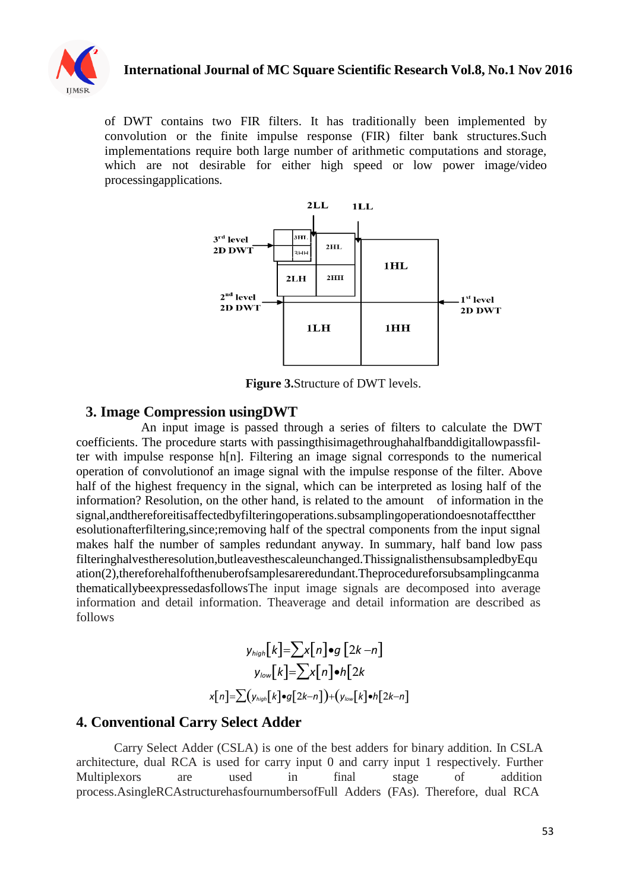of DWT contains two FIR filters. It has traditionally been implemented by convolution or the finite impulse response (FIR) filter bank structures.Such implementations require both large number of arithmetic computations and storage, which are not desirable for either high speed or low power image/video processingapplications.

Figure 3.Structure of DWT levels.

## 3. Image Compression usingDWT

An input image is passed through a series of filters to calculate the DWT coefficients. The procedure starts with passingthisimagethroughahalfbanddigitallowpassfil-ter with impulse response h[n]. Filtering an image signal corresponds to the numerical operation of convolutionof an image signal with the impulse response of the filter. Above half of the highest frequency in the signal, which can be interpreted as losing half of the information? Resolution, on the other hand, is related to the amount of information in the signal,andthereforeitisaffectedbyfilteringoperations.subsamplingoperationdoesnotaffecttheresolutionafterfiltering,since;removing half of the spectral components from the input signal makes half the number of samples redundant anyway. In summary, half band low pass filteringhalvestheresolution,butleavesthescaleunchanged.ThissignalisthensubsampledbyEquation(2),thereforehalfofthenuberofsamplesareredundant.Theprocedureforsubsamplingcanmathematicallybeexpressedasfollows The input image signals are decomposed into average information and detail information. Theaverage and detail information are described as follows

$$y_{high}[k]=\sum x[n]\bullet g[2k-n]$$

$$y_{low}[k]=\sum x[n]\bullet h[2k$$

$$x[n]=\sum\left(y_{high}[k]\bullet g[2k-n]\right)+\left(y_{low}[k]\bullet h[2k-n]\right.$$

## 4. Conventional Carry Select Adder

Carry Select Adder (CSLA) is one of the best adders for binary addition. In CSLA architecture, dual RCA is used for carry input 0 and carry input 1 respectively. Further Multiplexors are used in final stage of addition process.AsingleRCAstructurehasfournumbersofFull Adders (FAs). Therefore, dual RCA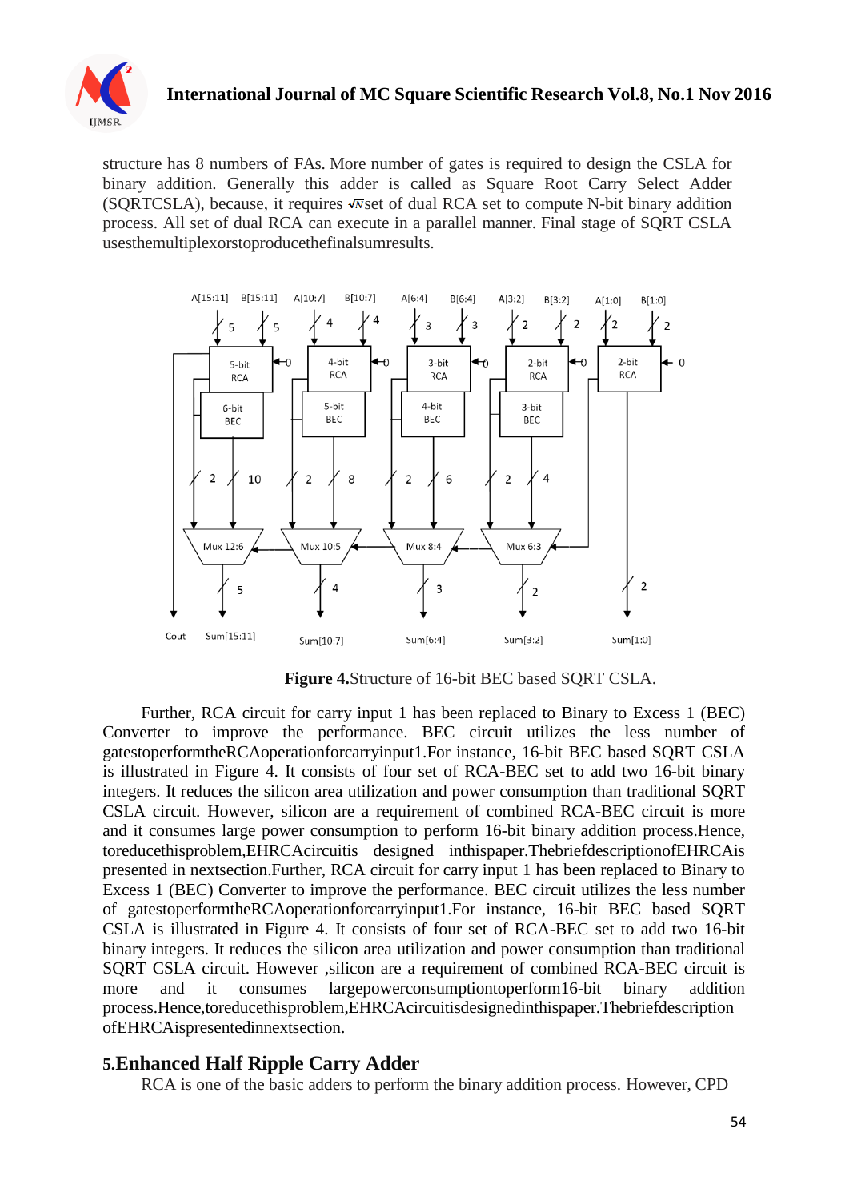structure has 8 numbers of FAs. More number of gates is required to design the CSLA for binary addition. Generally this adder is called as Square Root Carry Select Adder (SQRTCSLA), because, it requires $\sqrt{N}$set of dual RCA set to compute N-bit binary addition process. All set of dual RCA can execute in a parallel manner. Final stage of SQRT CSLA usesthemultiplexorstoproducethefinalsumresults.

**Figure 4.**Structure of 16-bit BEC based SQRT CSLA.

Further, RCA circuit for carry input 1 has been replaced to Binary to Excess 1 (BEC) Converter to improve the performance. BEC circuit utilizes the less number of gatestoperformtheRCAoperationforcarryinput1.For instance, 16-bit BEC based SQRT CSLA is illustrated in Figure 4. It consists of four set of RCA-BEC set to add two 16-bit binary integers. It reduces the silicon area utilization and power consumption than traditional SQRT CSLA circuit. However, silicon are a requirement of combined RCA-BEC circuit is more and it consumes large power consumption to perform 16-bit binary addition process.Hence, toreducethisproblem,EHRCAcircuitis designed inthispaper.ThebriefdescriptionofEHRCAis presented in nextsection.Further, RCA circuit for carry input 1 has been replaced to Binary to Excess 1 (BEC) Converter to improve the performance. BEC circuit utilizes the less number of gatestoperformtheRCAoperationforcarryinput1.For instance, 16-bit BEC based SQRT CSLA is illustrated in Figure 4. It consists of four set of RCA-BEC set to add two 16-bit binary integers. It reduces the silicon area utilization and power consumption than traditional SQRT CSLA circuit. However ,silicon are a requirement of combined RCA-BEC circuit is more and it consumes largepowerconsumptiontoperform16-bit binary addition process.Hence,toreducethisproblem,EHRCAcircuitisdesignedinthispaper.Thebriefdescription ofEHRCAispresentedinnextsection.

## 5.Enhanced Half Ripple Carry Adder

RCA is one of the basic adders to perform the binary addition process. However, CPD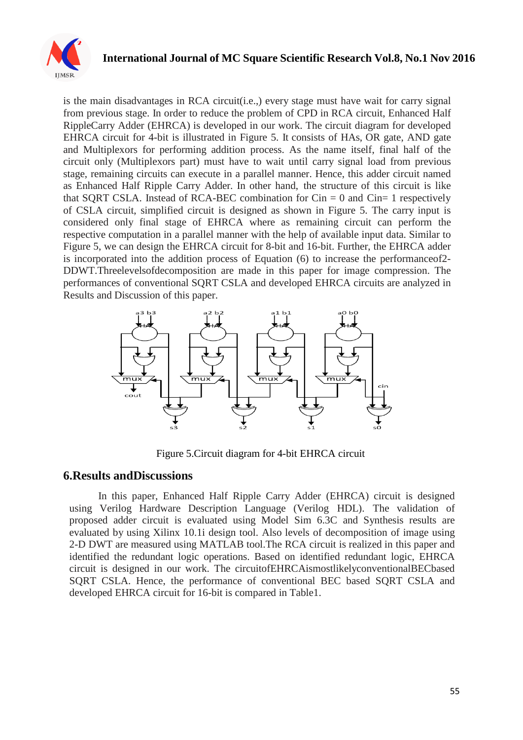is the main disadvantages in RCA circuit(i.e.,) every stage must have wait for carry signal from previous stage. In order to reduce the problem of CPD in RCA circuit, Enhanced Half RippleCarry Adder (EHRCA) is developed in our work. The circuit diagram for developed EHRCA circuit for 4-bit is illustrated in Figure 5. It consists of HAs, OR gate, AND gate and Multiplexors for performing addition process. As the name itself, final half of the circuit only (Multiplexors part) must have to wait until carry signal load from previous stage, remaining circuits can execute in a parallel manner. Hence, this adder circuit named as Enhanced Half Ripple Carry Adder. In other hand, the structure of this circuit is like that SQRT CSLA. Instead of RCA-BEC combination for Cin = 0 and Cin= 1 respectively of CSLA circuit, simplified circuit is designed as shown in Figure 5. The carry input is considered only final stage of EHRCA where as remaining circuit can perform the respective computation in a parallel manner with the help of available input data. Similar to Figure 5, we can design the EHRCA circuit for 8-bit and 16-bit. Further, the EHRCA adder is incorporated into the addition process of Equation (6) to increase the performanceof2-DDWT.Threelevelsofdecomposition are made in this paper for image compression. The performances of conventional SQRT CSLA and developed EHRCA circuits are analyzed in Results and Discussion of this paper.

Figure 5.Circuit diagram for 4-bit EHRCA circuit

## 6.Results andDiscussions

In this paper, Enhanced Half Ripple Carry Adder (EHRCA) circuit is designed using Verilog Hardware Description Language (Verilog HDL). The validation of proposed adder circuit is evaluated using Model Sim 6.3C and Synthesis results are evaluated by using Xilinx 10.1i design tool. Also levels of decomposition of image using 2-D DWT are measured using MATLAB tool.The RCA circuit is realized in this paper and identified the redundant logic operations. Based on identified redundant logic, EHRCA circuit is designed in our work. The circuitofEHRCAismostlikelyconventionalBECbased SQRT CSLA. Hence, the performance of conventional BEC based SQRT CSLA and developed EHRCA circuit for 16-bit is compared in Table1.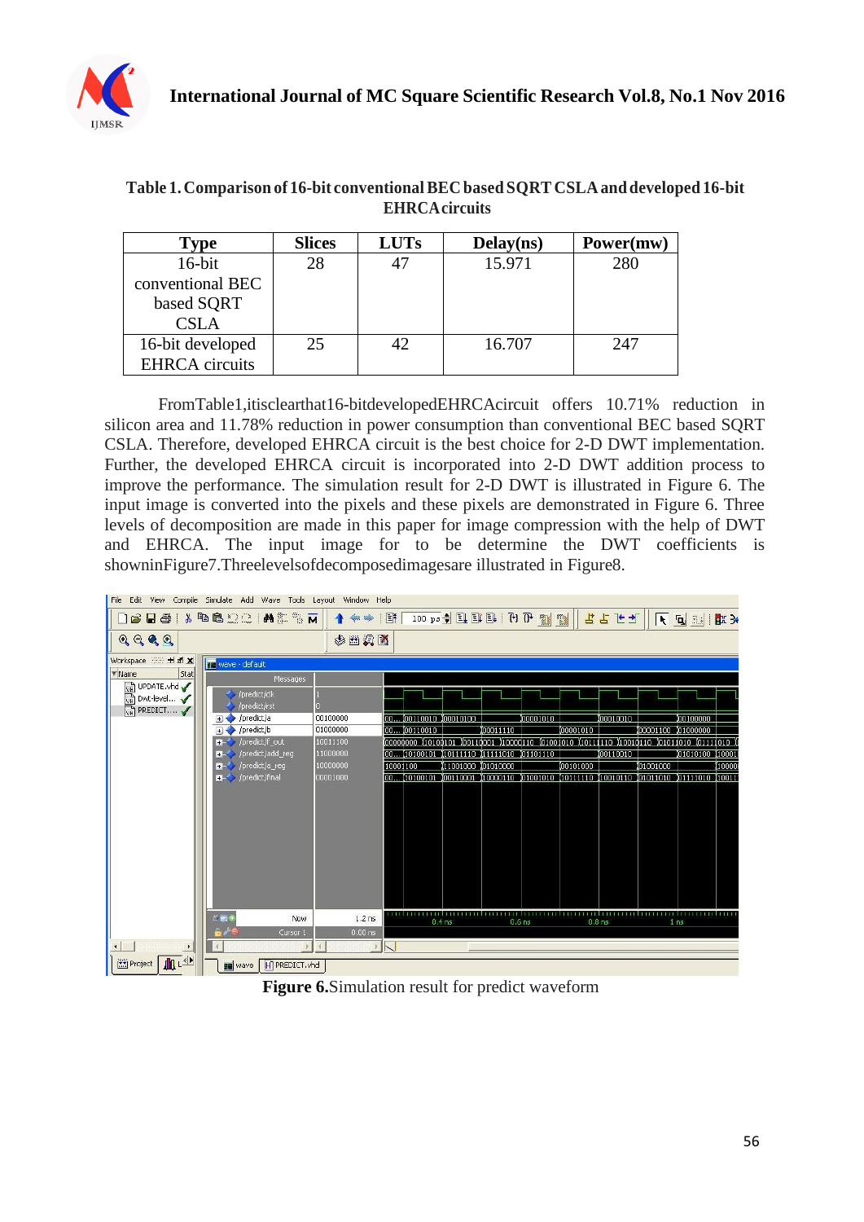**Table 1. Comparison of 16-bit conventional BEC based SQRT CSLA and developed 16-bit EHRCA circuits**

| Type | Slices | LUTs | Delay(ns) | Power(mw) |
|---|---|---|---|---|
| 16-bit conventional BEC based SQRT CSLA | 28 | 47 | 15.971 | 280 |
| 16-bit developed EHRCA circuits | 25 | 42 | 16.707 | 247 |

From Table 1, it is clear that 16-bit developed EHRCA circuit offers 10.71% reduction in silicon area and 11.78% reduction in power consumption than conventional BEC based SQRT CSLA. Therefore, developed EHRCA circuit is the best choice for 2-D DWT implementation. Further, the developed EHRCA circuit is incorporated into 2-D DWT addition process to improve the performance. The simulation result for 2-D DWT is illustrated in Figure 6. The input image is converted into the pixels and these pixels are demonstrated in Figure 6. Three levels of decomposition are made in this paper for image compression with the help of DWT and EHRCA. The input image for to be determine the DWT coefficients is shown in Figure 7. Three levels of decomposed images are illustrated in Figure 8.

**Figure 6.** Simulation result for predict waveform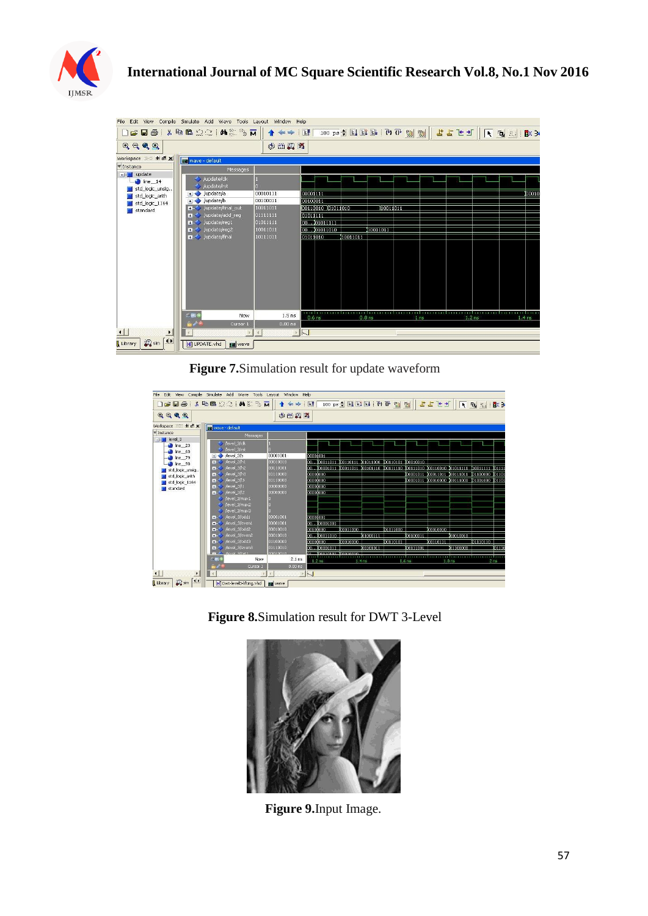**Figure 7.**Simulation result for update waveform

**Figure 8.**Simulation result for DWT 3-Level

**Figure 9.**Input Image.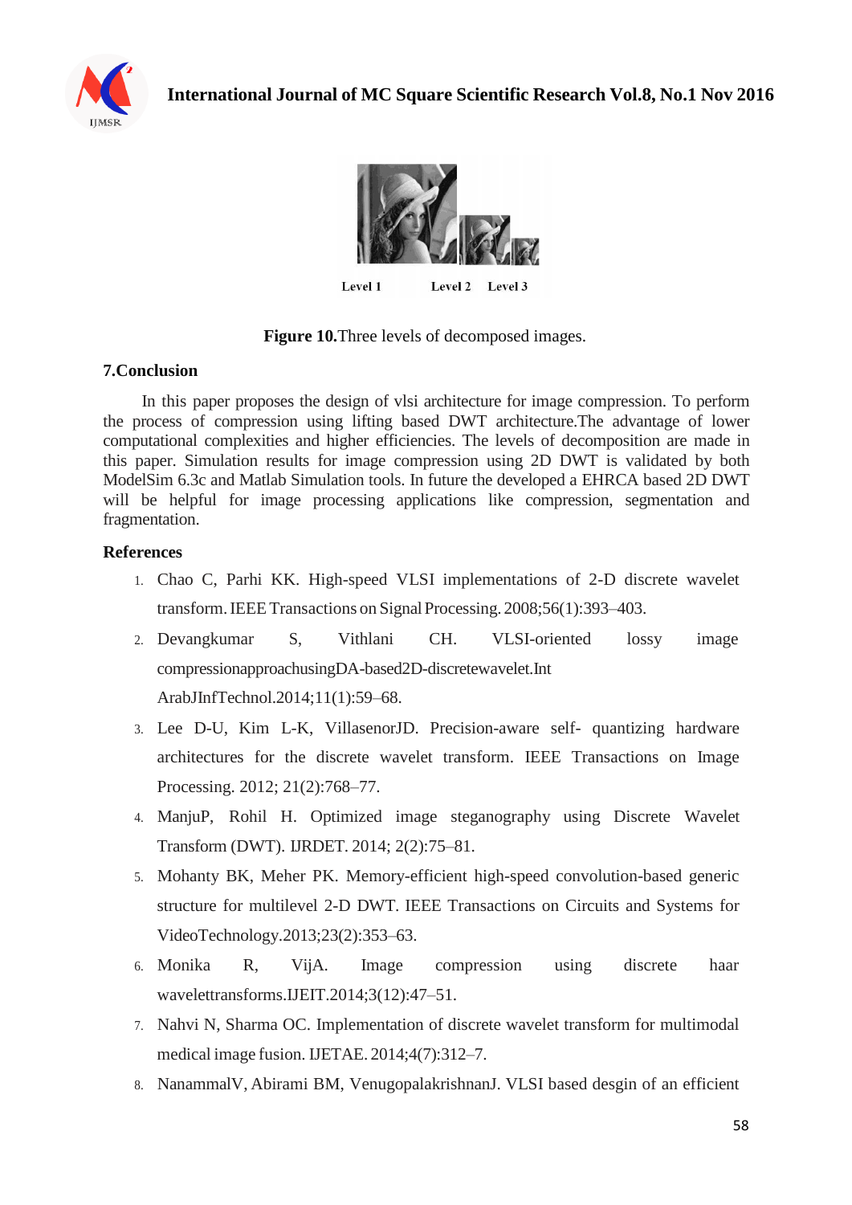Level 1 Level 2 Level 3

**Figure 10.**Three levels of decomposed images.

## 7.Conclusion

In this paper proposes the design of vlsi architecture for image compression. To perform the process of compression using lifting based DWT architecture.The advantage of lower computational complexities and higher efficiencies. The levels of decomposition are made in this paper. Simulation results for image compression using 2D DWT is validated by both ModelSim 6.3c and Matlab Simulation tools. In future the developed a EHRCA based 2D DWT will be helpful for image processing applications like compression, segmentation and fragmentation.

## References

1. Chao C, Parhi KK. High-speed VLSI implementations of 2-D discrete wavelet transform. IEEE Transactions on Signal Processing. 2008;56(1):393–403.
2. Devangkumar S, Vithlani CH. VLSI-oriented lossy image compressionapproachusingDA-based2D-discretewavelet.Int ArabJInfTechnol.2014;11(1):59–68.
3. Lee D-U, Kim L-K, VillasenorJD. Precision-aware self- quantizing hardware architectures for the discrete wavelet transform. IEEE Transactions on Image Processing. 2012; 21(2):768–77.
4. ManjuP, Rohil H. Optimized image steganography using Discrete Wavelet Transform (DWT). IJRDET. 2014; 2(2):75–81.
5. Mohanty BK, Meher PK. Memory-efficient high-speed convolution-based generic structure for multilevel 2-D DWT. IEEE Transactions on Circuits and Systems for VideoTechnology.2013;23(2):353–63.
6. Monika R, VijA. Image compression using discrete haar wavelettransforms.IJEIT.2014;3(12):47–51.
7. Nahvi N, Sharma OC. Implementation of discrete wavelet transform for multimodal medical image fusion. IJETAE. 2014;4(7):312–7.
8. NanammalV, Abirami BM, VenugopalakrishnanJ. VLSI based desgin of an efficient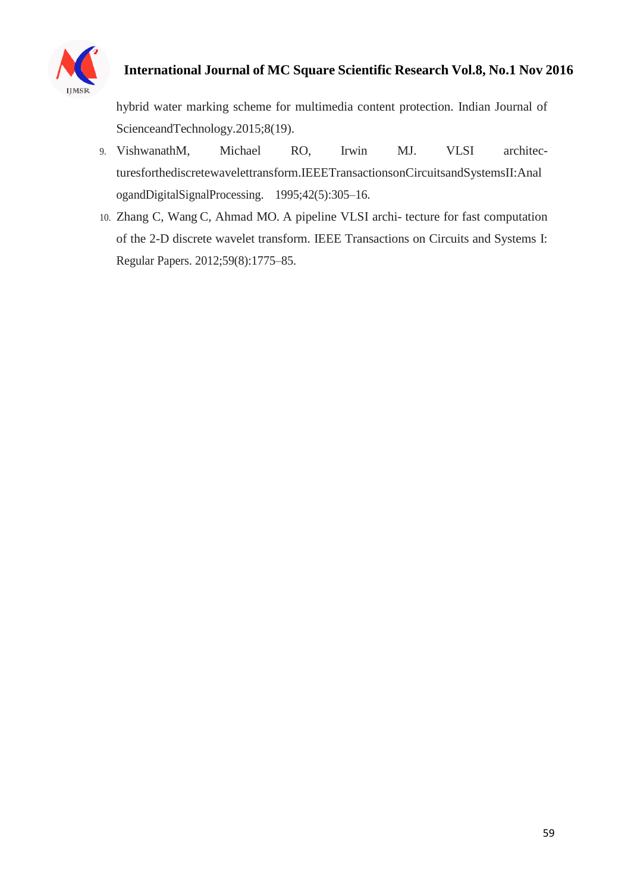hybrid water marking scheme for multimedia content protection. Indian Journal of ScienceandTechnology.2015;8(19).

9. VishwanathM, Michael RO, Irwin MJ. VLSI architec-turesforthediscretewavelettransform.IEEETransactionsonCircuitsandSystemsII:AnalogandDigitalSignalProcessing. 1995;42(5):305–16.
10. Zhang C, Wang C, Ahmad MO. A pipeline VLSI archi- tecture for fast computation of the 2-D discrete wavelet transform. IEEE Transactions on Circuits and Systems I: Regular Papers. 2012;59(8):1775–85.